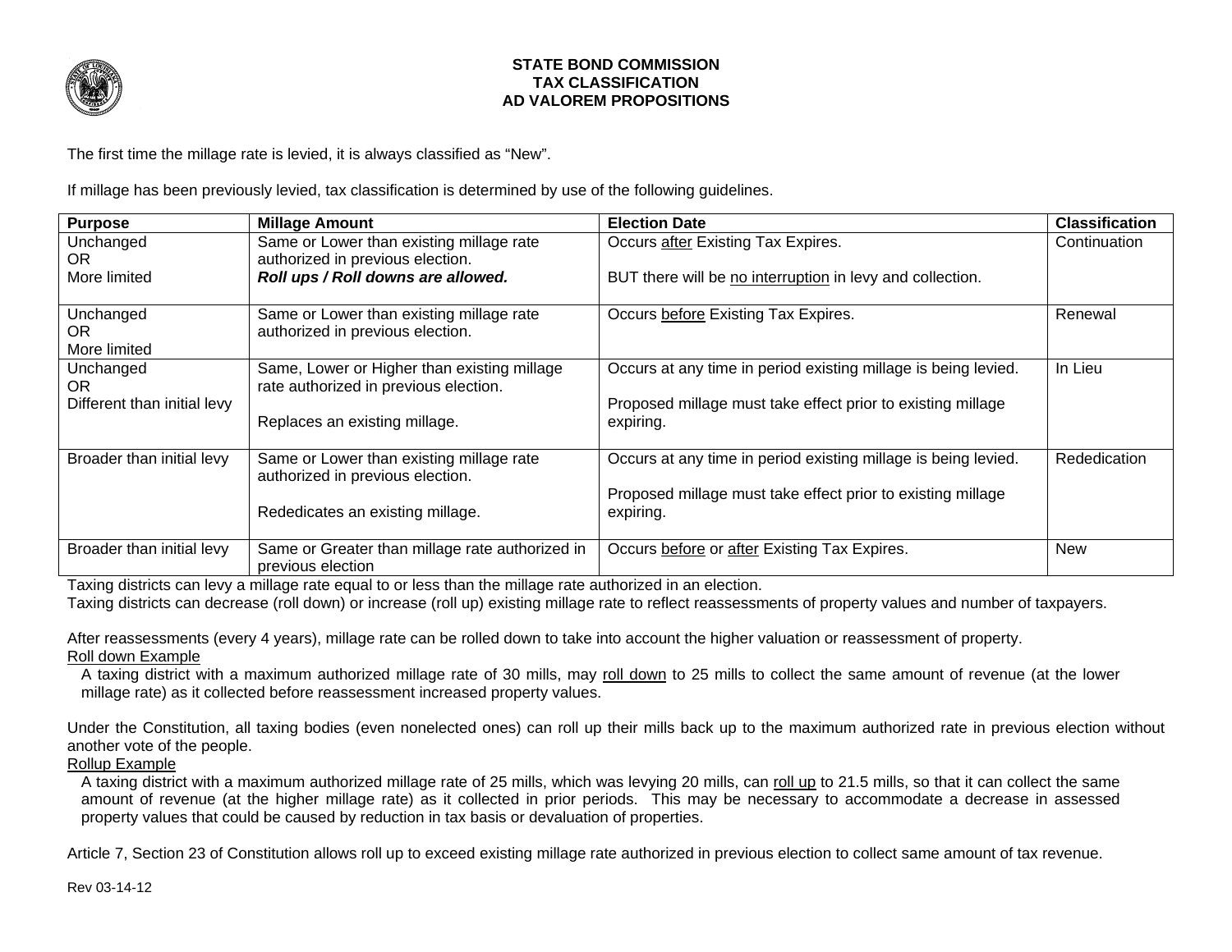# STATE BOND COMMISSION
## TAX CLASSIFICATION
## AD VALOREM PROPOSITIONS

The first time the millage rate is levied, it is always classified as "New".

If millage has been previously levied, tax classification is determined by use of the following guidelines.

| Purpose | Millage Amount | Election Date | Classification |
|---|---|---|---|
| Unchanged<br>OR<br>More limited | Same or Lower than existing millage rate authorized in previous election.<br>***Roll ups / Roll downs are allowed.*** | Occurs after Existing Tax Expires.<br><br>BUT there will be no interruption in levy and collection. | Continuation |
| Unchanged<br>OR<br>More limited | Same or Lower than existing millage rate authorized in previous election. | Occurs before Existing Tax Expires. | Renewal |
| Unchanged<br>OR<br>Different than initial levy | Same, Lower or Higher than existing millage rate authorized in previous election.<br><br>Replaces an existing millage. | Occurs at any time in period existing millage is being levied.<br><br>Proposed millage must take effect prior to existing millage expiring. | In Lieu |
| Broader than initial levy | Same or Lower than existing millage rate authorized in previous election.<br><br>Rededicates an existing millage. | Occurs at any time in period existing millage is being levied.<br><br>Proposed millage must take effect prior to existing millage expiring. | Rededication |
| Broader than initial levy | Same or Greater than millage rate authorized in previous election | Occurs before or after Existing Tax Expires. | New |

Taxing districts can levy a millage rate equal to or less than the millage rate authorized in an election.
Taxing districts can decrease (roll down) or increase (roll up) existing millage rate to reflect reassessments of property values and number of taxpayers.

After reassessments (every 4 years), millage rate can be rolled down to take into account the higher valuation or reassessment of property.

Roll down Example

A taxing district with a maximum authorized millage rate of 30 mills, may roll down to 25 mills to collect the same amount of revenue (at the lower millage rate) as it collected before reassessment increased property values.

Under the Constitution, all taxing bodies (even nonelected ones) can roll up their mills back up to the maximum authorized rate in previous election without another vote of the people.

Rollup Example

A taxing district with a maximum authorized millage rate of 25 mills, which was levying 20 mills, can roll up to 21.5 mills, so that it can collect the same amount of revenue (at the higher millage rate) as it collected in prior periods. This may be necessary to accommodate a decrease in assessed property values that could be caused by reduction in tax basis or devaluation of properties.

Article 7, Section 23 of Constitution allows roll up to exceed existing millage rate authorized in previous election to collect same amount of tax revenue.

Rev 03-14-12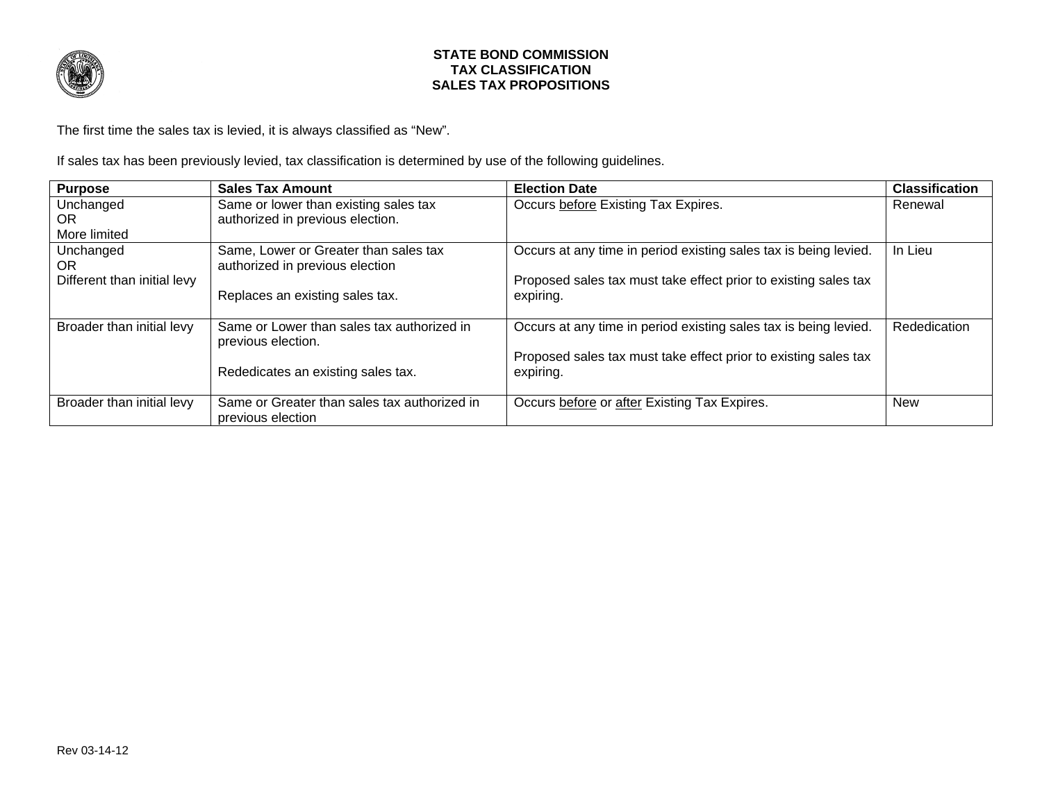# STATE BOND COMMISSION
# TAX CLASSIFICATION
# SALES TAX PROPOSITIONS

The first time the sales tax is levied, it is always classified as "New".

If sales tax has been previously levied, tax classification is determined by use of the following guidelines.

| Purpose | Sales Tax Amount | Election Date | Classification |
|---|---|---|---|
| Unchanged<br>OR<br>More limited | Same or lower than existing sales tax authorized in previous election. | Occurs before Existing Tax Expires. | Renewal |
| Unchanged<br>OR<br>Different than initial levy | Same, Lower or Greater than sales tax authorized in previous election<br><br>Replaces an existing sales tax. | Occurs at any time in period existing sales tax is being levied.<br><br>Proposed sales tax must take effect prior to existing sales tax expiring. | In Lieu |
| Broader than initial levy | Same or Lower than sales tax authorized in previous election.<br><br>Rededicates an existing sales tax. | Occurs at any time in period existing sales tax is being levied.<br><br>Proposed sales tax must take effect prior to existing sales tax expiring. | Rededication |
| Broader than initial levy | Same or Greater than sales tax authorized in previous election | Occurs before or after Existing Tax Expires. | New |

Rev 03-14-12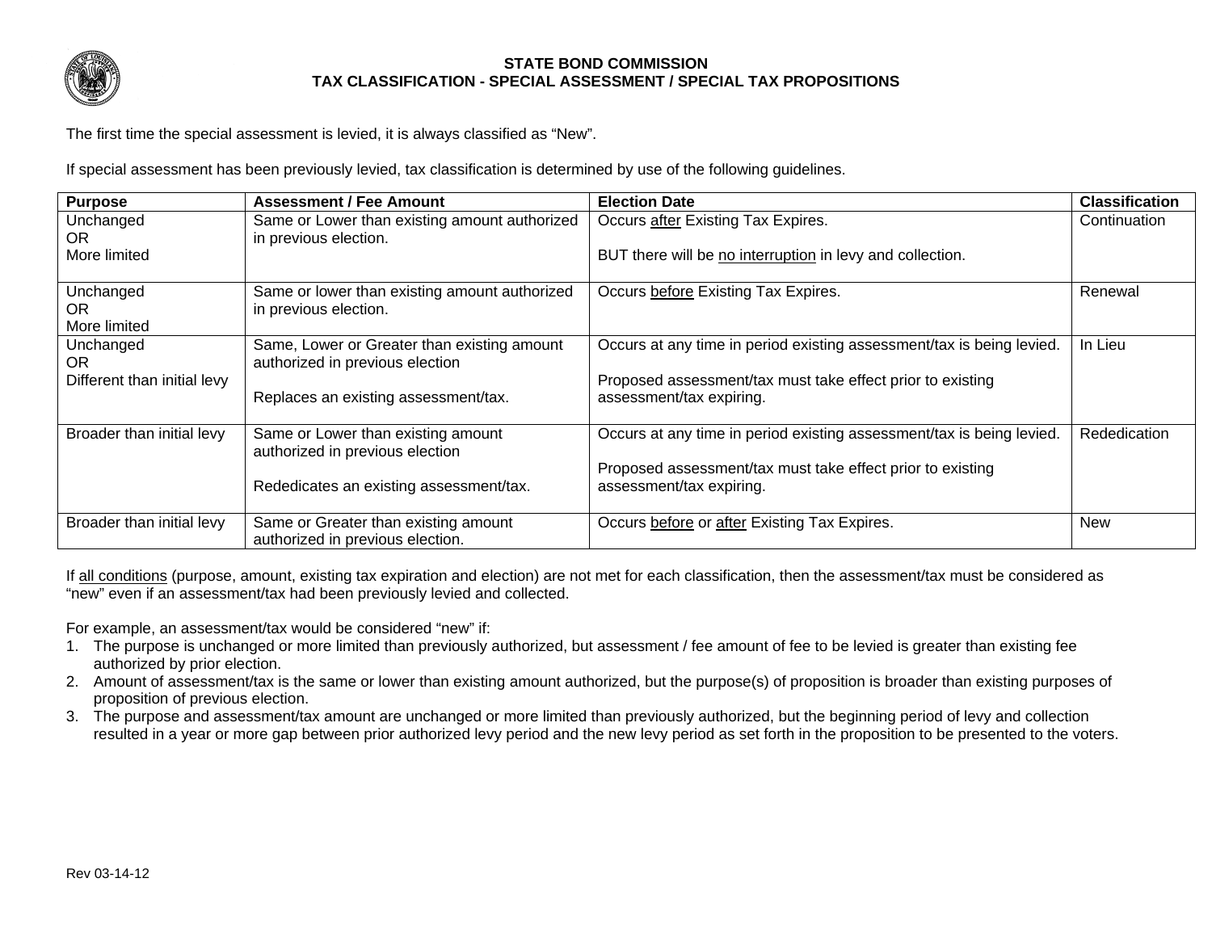# STATE BOND COMMISSION
## TAX CLASSIFICATION - SPECIAL ASSESSMENT / SPECIAL TAX PROPOSITIONS

The first time the special assessment is levied, it is always classified as "New".

If special assessment has been previously levied, tax classification is determined by use of the following guidelines.

| Purpose | Assessment / Fee Amount | Election Date | Classification |
|---|---|---|---|
| Unchanged<br>OR<br>More limited | Same or Lower than existing amount authorized in previous election. | Occurs <u>after</u> Existing Tax Expires.<br><br>BUT there will be <u>no interruption</u> in levy and collection. | Continuation |
| Unchanged<br>OR<br>More limited | Same or lower than existing amount authorized in previous election. | Occurs <u>before</u> Existing Tax Expires. | Renewal |
| Unchanged<br>OR<br>Different than initial levy | Same, Lower or Greater than existing amount authorized in previous election<br><br>Replaces an existing assessment/tax. | Occurs at any time in period existing assessment/tax is being levied.<br><br>Proposed assessment/tax must take effect prior to existing assessment/tax expiring. | In Lieu |
| Broader than initial levy | Same or Lower than existing amount authorized in previous election<br><br>Rededicates an existing assessment/tax. | Occurs at any time in period existing assessment/tax is being levied.<br><br>Proposed assessment/tax must take effect prior to existing assessment/tax expiring. | Rededication |
| Broader than initial levy | Same or Greater than existing amount authorized in previous election. | Occurs <u>before</u> or <u>after</u> Existing Tax Expires. | New |

If <u>all conditions</u> (purpose, amount, existing tax expiration and election) are not met for each classification, then the assessment/tax must be considered as "new" even if an assessment/tax had been previously levied and collected.

For example, an assessment/tax would be considered "new" if:

1. The purpose is unchanged or more limited than previously authorized, but assessment / fee amount of fee to be levied is greater than existing fee authorized by prior election.
2. Amount of assessment/tax is the same or lower than existing amount authorized, but the purpose(s) of proposition is broader than existing purposes of proposition of previous election.
3. The purpose and assessment/tax amount are unchanged or more limited than previously authorized, but the beginning period of levy and collection resulted in a year or more gap between prior authorized levy period and the new levy period as set forth in the proposition to be presented to the voters.

Rev 03-14-12